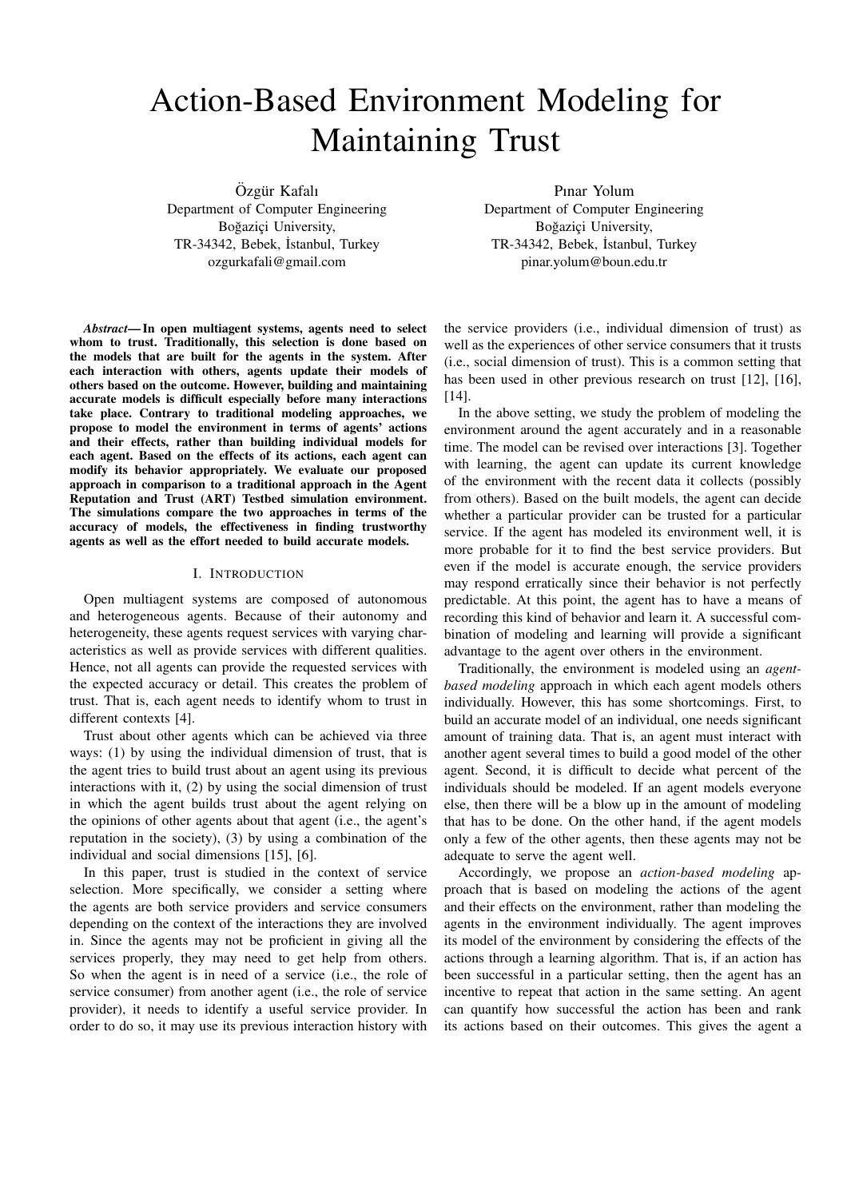# Action-Based Environment Modeling for Maintaining Trust

Özgür Kafalı
Department of Computer Engineering
Boğaziçi University,
TR-34342, Bebek, İstanbul, Turkey
ozgurkafali@gmail.com

Pınar Yolum
Department of Computer Engineering
Boğaziçi University,
TR-34342, Bebek, İstanbul, Turkey
pinar.yolum@boun.edu.tr

***Abstract*— In open multiagent systems, agents need to select whom to trust. Traditionally, this selection is done based on the models that are built for the agents in the system. After each interaction with others, agents update their models of others based on the outcome. However, building and maintaining accurate models is difficult especially before many interactions take place. Contrary to traditional modeling approaches, we propose to model the environment in terms of agents' actions and their effects, rather than building individual models for each agent. Based on the effects of its actions, each agent can modify its behavior appropriately. We evaluate our proposed approach in comparison to a traditional approach in the Agent Reputation and Trust (ART) Testbed simulation environment. The simulations compare the two approaches in terms of the accuracy of models, the effectiveness in finding trustworthy agents as well as the effort needed to build accurate models.**

## I. Introduction

Open multiagent systems are composed of autonomous and heterogeneous agents. Because of their autonomy and heterogeneity, these agents request services with varying characteristics as well as provide services with different qualities. Hence, not all agents can provide the requested services with the expected accuracy or detail. This creates the problem of trust. That is, each agent needs to identify whom to trust in different contexts [4].

Trust about other agents which can be achieved via three ways: (1) by using the individual dimension of trust, that is the agent tries to build trust about an agent using its previous interactions with it, (2) by using the social dimension of trust in which the agent builds trust about the agent relying on the opinions of other agents about that agent (i.e., the agent's reputation in the society), (3) by using a combination of the individual and social dimensions [15], [6].

In this paper, trust is studied in the context of service selection. More specifically, we consider a setting where the agents are both service providers and service consumers depending on the context of the interactions they are involved in. Since the agents may not be proficient in giving all the services properly, they may need to get help from others. So when the agent is in need of a service (i.e., the role of service consumer) from another agent (i.e., the role of service provider), it needs to identify a useful service provider. In order to do so, it may use its previous interaction history with the service providers (i.e., individual dimension of trust) as well as the experiences of other service consumers that it trusts (i.e., social dimension of trust). This is a common setting that has been used in other previous research on trust [12], [16], [14].

In the above setting, we study the problem of modeling the environment around the agent accurately and in a reasonable time. The model can be revised over interactions [3]. Together with learning, the agent can update its current knowledge of the environment with the recent data it collects (possibly from others). Based on the built models, the agent can decide whether a particular provider can be trusted for a particular service. If the agent has modeled its environment well, it is more probable for it to find the best service providers. But even if the model is accurate enough, the service providers may respond erratically since their behavior is not perfectly predictable. At this point, the agent has to have a means of recording this kind of behavior and learn it. A successful combination of modeling and learning will provide a significant advantage to the agent over others in the environment.

Traditionally, the environment is modeled using an *agent-based modeling* approach in which each agent models others individually. However, this has some shortcomings. First, to build an accurate model of an individual, one needs significant amount of training data. That is, an agent must interact with another agent several times to build a good model of the other agent. Second, it is difficult to decide what percent of the individuals should be modeled. If an agent models everyone else, then there will be a blow up in the amount of modeling that has to be done. On the other hand, if the agent models only a few of the other agents, then these agents may not be adequate to serve the agent well.

Accordingly, we propose an *action-based modeling* approach that is based on modeling the actions of the agent and their effects on the environment, rather than modeling the agents in the environment individually. The agent improves its model of the environment by considering the effects of the actions through a learning algorithm. That is, if an action has been successful in a particular setting, then the agent has an incentive to repeat that action in the same setting. An agent can quantify how successful the action has been and rank its actions based on their outcomes. This gives the agent a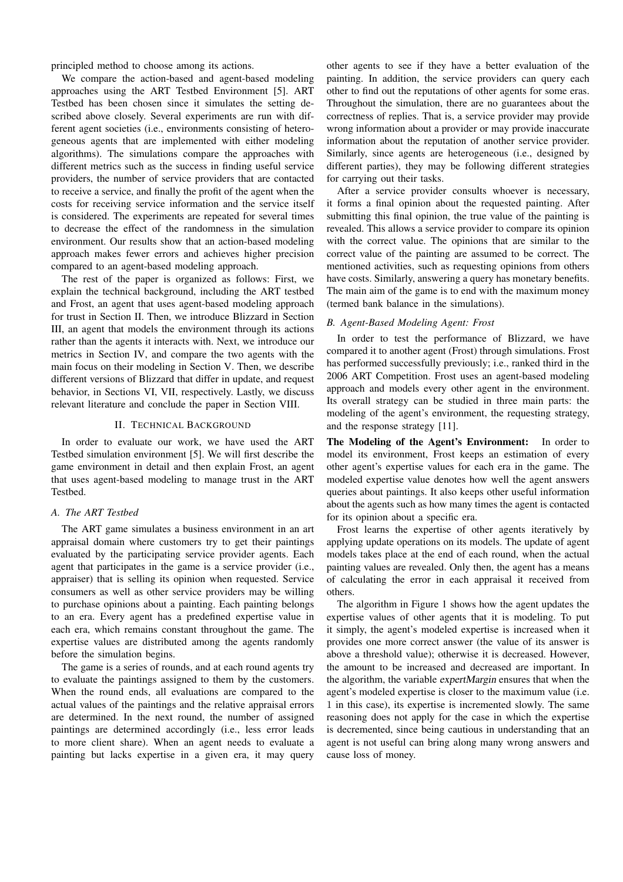principled method to choose among its actions.

We compare the action-based and agent-based modeling approaches using the ART Testbed Environment [5]. ART Testbed has been chosen since it simulates the setting described above closely. Several experiments are run with different agent societies (i.e., environments consisting of heterogeneous agents that are implemented with either modeling algorithms). The simulations compare the approaches with different metrics such as the success in finding useful service providers, the number of service providers that are contacted to receive a service, and finally the profit of the agent when the costs for receiving service information and the service itself is considered. The experiments are repeated for several times to decrease the effect of the randomness in the simulation environment. Our results show that an action-based modeling approach makes fewer errors and achieves higher precision compared to an agent-based modeling approach.

The rest of the paper is organized as follows: First, we explain the technical background, including the ART testbed and Frost, an agent that uses agent-based modeling approach for trust in Section II. Then, we introduce Blizzard in Section III, an agent that models the environment through its actions rather than the agents it interacts with. Next, we introduce our metrics in Section IV, and compare the two agents with the main focus on their modeling in Section V. Then, we describe different versions of Blizzard that differ in update, and request behavior, in Sections VI, VII, respectively. Lastly, we discuss relevant literature and conclude the paper in Section VIII.

## II. Technical Background

In order to evaluate our work, we have used the ART Testbed simulation environment [5]. We will first describe the game environment in detail and then explain Frost, an agent that uses agent-based modeling to manage trust in the ART Testbed.

### A. The ART Testbed

The ART game simulates a business environment in an art appraisal domain where customers try to get their paintings evaluated by the participating service provider agents. Each agent that participates in the game is a service provider (i.e., appraiser) that is selling its opinion when requested. Service consumers as well as other service providers may be willing to purchase opinions about a painting. Each painting belongs to an era. Every agent has a predefined expertise value in each era, which remains constant throughout the game. The expertise values are distributed among the agents randomly before the simulation begins.

The game is a series of rounds, and at each round agents try to evaluate the paintings assigned to them by the customers. When the round ends, all evaluations are compared to the actual values of the paintings and the relative appraisal errors are determined. In the next round, the number of assigned paintings are determined accordingly (i.e., less error leads to more client share). When an agent needs to evaluate a painting but lacks expertise in a given era, it may query other agents to see if they have a better evaluation of the painting. In addition, the service providers can query each other to find out the reputations of other agents for some eras. Throughout the simulation, there are no guarantees about the correctness of replies. That is, a service provider may provide wrong information about a provider or may provide inaccurate information about the reputation of another service provider. Similarly, since agents are heterogeneous (i.e., designed by different parties), they may be following different strategies for carrying out their tasks.

After a service provider consults whoever is necessary, it forms a final opinion about the requested painting. After submitting this final opinion, the true value of the painting is revealed. This allows a service provider to compare its opinion with the correct value. The opinions that are similar to the correct value of the painting are assumed to be correct. The mentioned activities, such as requesting opinions from others have costs. Similarly, answering a query has monetary benefits. The main aim of the game is to end with the maximum money (termed bank balance in the simulations).

### B. Agent-Based Modeling Agent: Frost

In order to test the performance of Blizzard, we have compared it to another agent (Frost) through simulations. Frost has performed successfully previously; i.e., ranked third in the 2006 ART Competition. Frost uses an agent-based modeling approach and models every other agent in the environment. Its overall strategy can be studied in three main parts: the modeling of the agent's environment, the requesting strategy, and the response strategy [11].

**The Modeling of the Agent's Environment:** In order to model its environment, Frost keeps an estimation of every other agent's expertise values for each era in the game. The modeled expertise value denotes how well the agent answers queries about paintings. It also keeps other useful information about the agents such as how many times the agent is contacted for its opinion about a specific era.

Frost learns the expertise of other agents iteratively by applying update operations on its models. The update of agent models takes place at the end of each round, when the actual painting values are revealed. Only then, the agent has a means of calculating the error in each appraisal it received from others.

The algorithm in Figure 1 shows how the agent updates the expertise values of other agents that it is modeling. To put it simply, the agent's modeled expertise is increased when it provides one more correct answer (the value of its answer is above a threshold value); otherwise it is decreased. However, the amount to be increased and decreased are important. In the algorithm, the variable *expertMargin* ensures that when the agent's modeled expertise is closer to the maximum value (i.e. 1 in this case), its expertise is incremented slowly. The same reasoning does not apply for the case in which the expertise is decremented, since being cautious in understanding that an agent is not useful can bring along many wrong answers and cause loss of money.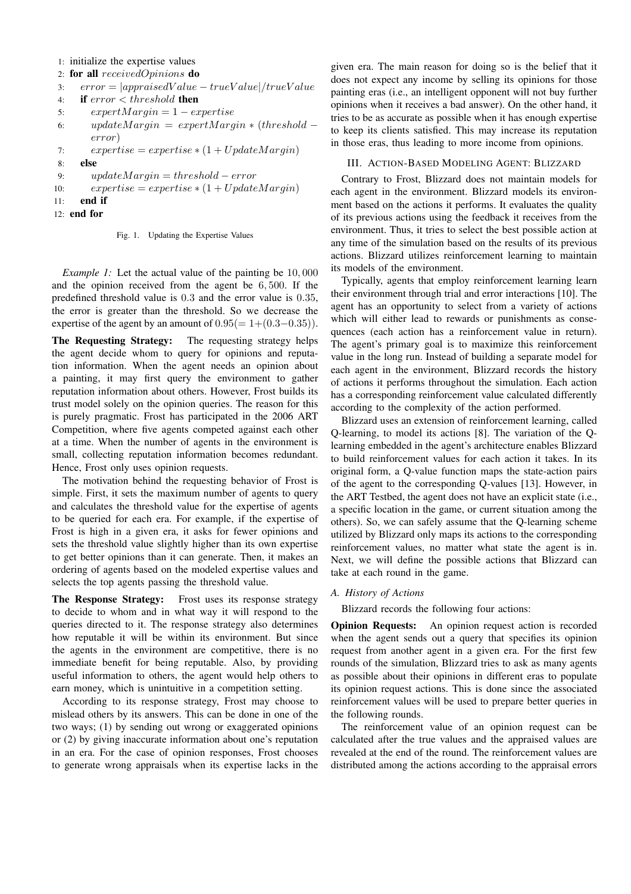```
1: initialize the expertise values
2: for all receivedOpinions do
3:     error = |appraisedValue − trueValue|/trueValue
4:     if error < threshold then
5:         expertMargin = 1 − expertise
6:         updateMargin = expertMargin ∗ (threshold − error)
7:         expertise = expertise ∗ (1 + UpdateMargin)
8:     else
9:         updateMargin = threshold − error
10:        expertise = expertise ∗ (1 + UpdateMargin)
11:    end if
12: end for
```

Fig. 1. Updating the Expertise Values

*Example 1:* Let the actual value of the painting be $10,000$ and the opinion received from the agent be $6,500$. If the predefined threshold value is $0.3$ and the error value is $0.35$, the error is greater than the threshold. So we decrease the expertise of the agent by an amount of $0.95 (= 1 + (0.3 - 0.35))$.

**The Requesting Strategy:** The requesting strategy helps the agent decide whom to query for opinions and reputation information. When the agent needs an opinion about a painting, it may first query the environment to gather reputation information about others. However, Frost builds its trust model solely on the opinion queries. The reason for this is purely pragmatic. Frost has participated in the 2006 ART Competition, where five agents competed against each other at a time. When the number of agents in the environment is small, collecting reputation information becomes redundant. Hence, Frost only uses opinion requests.

The motivation behind the requesting behavior of Frost is simple. First, it sets the maximum number of agents to query and calculates the threshold value for the expertise of agents to be queried for each era. For example, if the expertise of Frost is high in a given era, it asks for fewer opinions and sets the threshold value slightly higher than its own expertise to get better opinions than it can generate. Then, it makes an ordering of agents based on the modeled expertise values and selects the top agents passing the threshold value.

**The Response Strategy:** Frost uses its response strategy to decide to whom and in what way it will respond to the queries directed to it. The response strategy also determines how reputable it will be within its environment. But since the agents in the environment are competitive, there is no immediate benefit for being reputable. Also, by providing useful information to others, the agent would help others to earn money, which is unintuitive in a competition setting.

According to its response strategy, Frost may choose to mislead others by its answers. This can be done in one of the two ways; (1) by sending out wrong or exaggerated opinions or (2) by giving inaccurate information about one's reputation in an era. For the case of opinion responses, Frost chooses to generate wrong appraisals when its expertise lacks in the given era. The main reason for doing so is the belief that it does not expect any income by selling its opinions for those painting eras (i.e., an intelligent opponent will not buy further opinions when it receives a bad answer). On the other hand, it tries to be as accurate as possible when it has enough expertise to keep its clients satisfied. This may increase its reputation in those eras, thus leading to more income from opinions.

## III. Action-Based Modeling Agent: Blizzard

Contrary to Frost, Blizzard does not maintain models for each agent in the environment. Blizzard models its environment based on the actions it performs. It evaluates the quality of its previous actions using the feedback it receives from the environment. Thus, it tries to select the best possible action at any time of the simulation based on the results of its previous actions. Blizzard utilizes reinforcement learning to maintain its models of the environment.

Typically, agents that employ reinforcement learning learn their environment through trial and error interactions [10]. The agent has an opportunity to select from a variety of actions which will either lead to rewards or punishments as consequences (each action has a reinforcement value in return). The agent's primary goal is to maximize this reinforcement value in the long run. Instead of building a separate model for each agent in the environment, Blizzard records the history of actions it performs throughout the simulation. Each action has a corresponding reinforcement value calculated differently according to the complexity of the action performed.

Blizzard uses an extension of reinforcement learning, called Q-learning, to model its actions [8]. The variation of the Q-learning embedded in the agent's architecture enables Blizzard to build reinforcement values for each action it takes. In its original form, a Q-value function maps the state-action pairs of the agent to the corresponding Q-values [13]. However, in the ART Testbed, the agent does not have an explicit state (i.e., a specific location in the game, or current situation among the others). So, we can safely assume that the Q-learning scheme utilized by Blizzard only maps its actions to the corresponding reinforcement values, no matter what state the agent is in. Next, we will define the possible actions that Blizzard can take at each round in the game.

### A. History of Actions

Blizzard records the following four actions:

**Opinion Requests:** An opinion request action is recorded when the agent sends out a query that specifies its opinion request from another agent in a given era. For the first few rounds of the simulation, Blizzard tries to ask as many agents as possible about their opinions in different eras to populate its opinion request actions. This is done since the associated reinforcement values will be used to prepare better queries in the following rounds.

The reinforcement value of an opinion request can be calculated after the true values and the appraised values are revealed at the end of the round. The reinforcement values are distributed among the actions according to the appraisal errors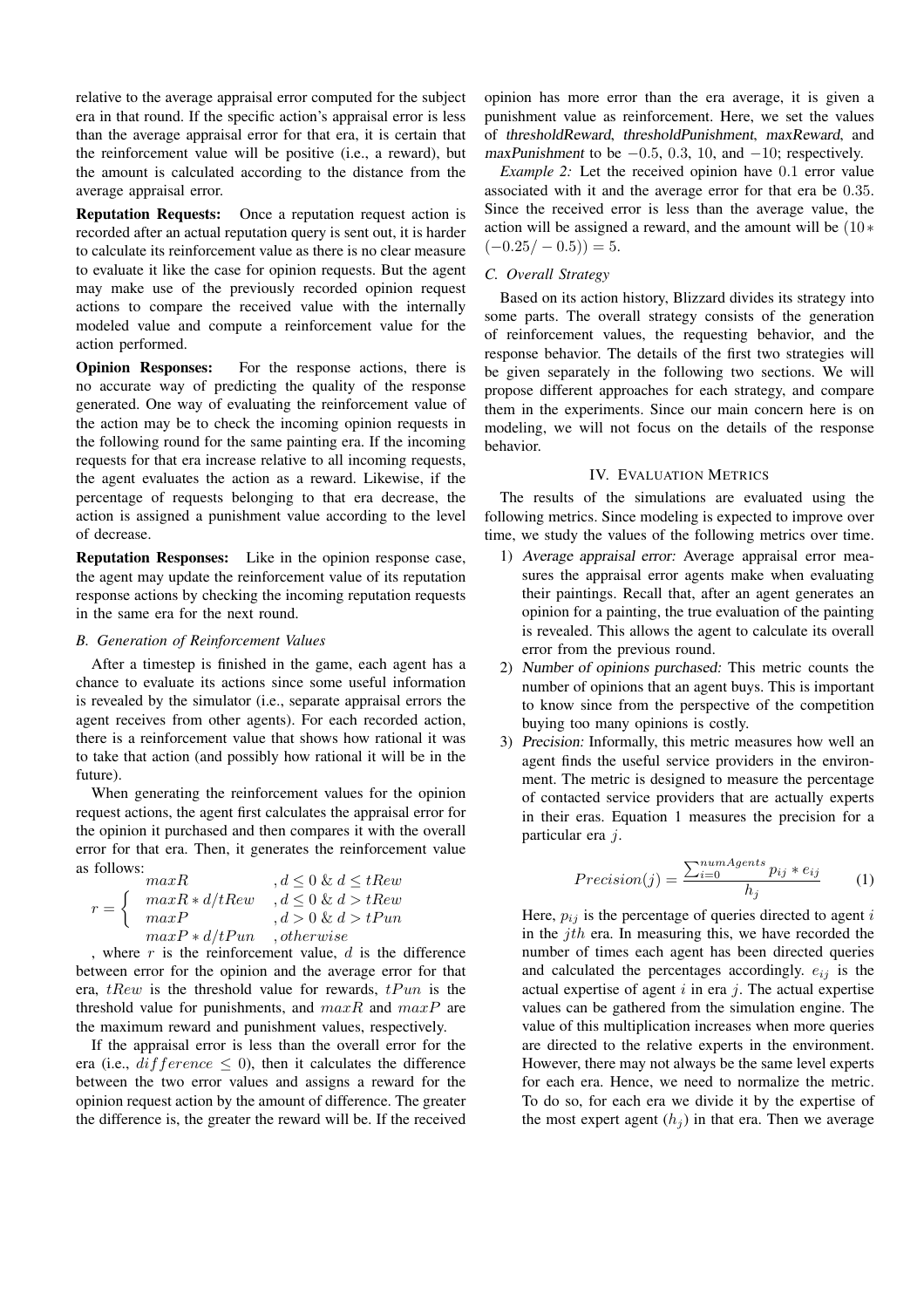relative to the average appraisal error computed for the subject era in that round. If the specific action's appraisal error is less than the average appraisal error for that era, it is certain that the reinforcement value will be positive (i.e., a reward), but the amount is calculated according to the distance from the average appraisal error.

**Reputation Requests:** Once a reputation request action is recorded after an actual reputation query is sent out, it is harder to calculate its reinforcement value as there is no clear measure to evaluate it like the case for opinion requests. But the agent may make use of the previously recorded opinion request actions to compare the received value with the internally modeled value and compute a reinforcement value for the action performed.

**Opinion Responses:** For the response actions, there is no accurate way of predicting the quality of the response generated. One way of evaluating the reinforcement value of the action may be to check the incoming opinion requests in the following round for the same painting era. If the incoming requests for that era increase relative to all incoming requests, the agent evaluates the action as a reward. Likewise, if the percentage of requests belonging to that era decrease, the action is assigned a punishment value according to the level of decrease.

**Reputation Responses:** Like in the opinion response case, the agent may update the reinforcement value of its reputation response actions by checking the incoming reputation requests in the same era for the next round.

### *B. Generation of Reinforcement Values*

After a timestep is finished in the game, each agent has a chance to evaluate its actions since some useful information is revealed by the simulator (i.e., separate appraisal errors the agent receives from other agents). For each recorded action, there is a reinforcement value that shows how rational it was to take that action (and possibly how rational it will be in the future).

When generating the reinforcement values for the opinion request actions, the agent first calculates the appraisal error for the opinion it purchased and then compares it with the overall error for that era. Then, it generates the reinforcement value as follows:

$$r = \begin{cases} maxR & , d \leq 0 \;\&\; d \leq tRew \\ maxR * d/tRew & , d \leq 0 \;\&\; d > tRew \\ maxP & , d > 0 \;\&\; d > tPun \\ maxP * d/tPun & , otherwise \end{cases}$$

, where $r$ is the reinforcement value, $d$ is the difference between error for the opinion and the average error for that era, $tRew$ is the threshold value for rewards, $tPun$ is the threshold value for punishments, and $maxR$ and $maxP$ are the maximum reward and punishment values, respectively.

If the appraisal error is less than the overall error for the era (i.e., $difference \leq 0$), then it calculates the difference between the two error values and assigns a reward for the opinion request action by the amount of difference. The greater the difference is, the greater the reward will be. If the received opinion has more error than the era average, it is given a punishment value as reinforcement. Here, we set the values of *thresholdReward*, *thresholdPunishment*, *maxReward*, and *maxPunishment* to be $-0.5$, $0.3$, $10$, and $-10$; respectively.

*Example 2:* Let the received opinion have $0.1$ error value associated with it and the average error for that era be $0.35$. Since the received error is less than the average value, the action will be assigned a reward, and the amount will be $(10 * (-0.25/-0.5)) = 5$.

### *C. Overall Strategy*

Based on its action history, Blizzard divides its strategy into some parts. The overall strategy consists of the generation of reinforcement values, the requesting behavior, and the response behavior. The details of the first two strategies will be given separately in the following two sections. We will propose different approaches for each strategy, and compare them in the experiments. Since our main concern here is on modeling, we will not focus on the details of the response behavior.

## IV. Evaluation Metrics

The results of the simulations are evaluated using the following metrics. Since modeling is expected to improve over time, we study the values of the following metrics over time.

1) *Average appraisal error:* Average appraisal error measures the appraisal error agents make when evaluating their paintings. Recall that, after an agent generates an opinion for a painting, the true evaluation of the painting is revealed. This allows the agent to calculate its overall error from the previous round.
2) *Number of opinions purchased:* This metric counts the number of opinions that an agent buys. This is important to know since from the perspective of the competition buying too many opinions is costly.
3) *Precision:* Informally, this metric measures how well an agent finds the useful service providers in the environment. The metric is designed to measure the percentage of contacted service providers that are actually experts in their eras. Equation 1 measures the precision for a particular era $j$.

$$Precision(j) = \frac{\sum_{i=0}^{numAgents} p_{ij} * e_{ij}}{h_j} \qquad (1)$$

Here, $p_{ij}$ is the percentage of queries directed to agent $i$ in the $jth$ era. In measuring this, we have recorded the number of times each agent has been directed queries and calculated the percentages accordingly. $e_{ij}$ is the actual expertise of agent $i$ in era $j$. The actual expertise values can be gathered from the simulation engine. The value of this multiplication increases when more queries are directed to the relative experts in the environment. However, there may not always be the same level experts for each era. Hence, we need to normalize the metric. To do so, for each era we divide it by the expertise of the most expert agent ($h_j$) in that era. Then we average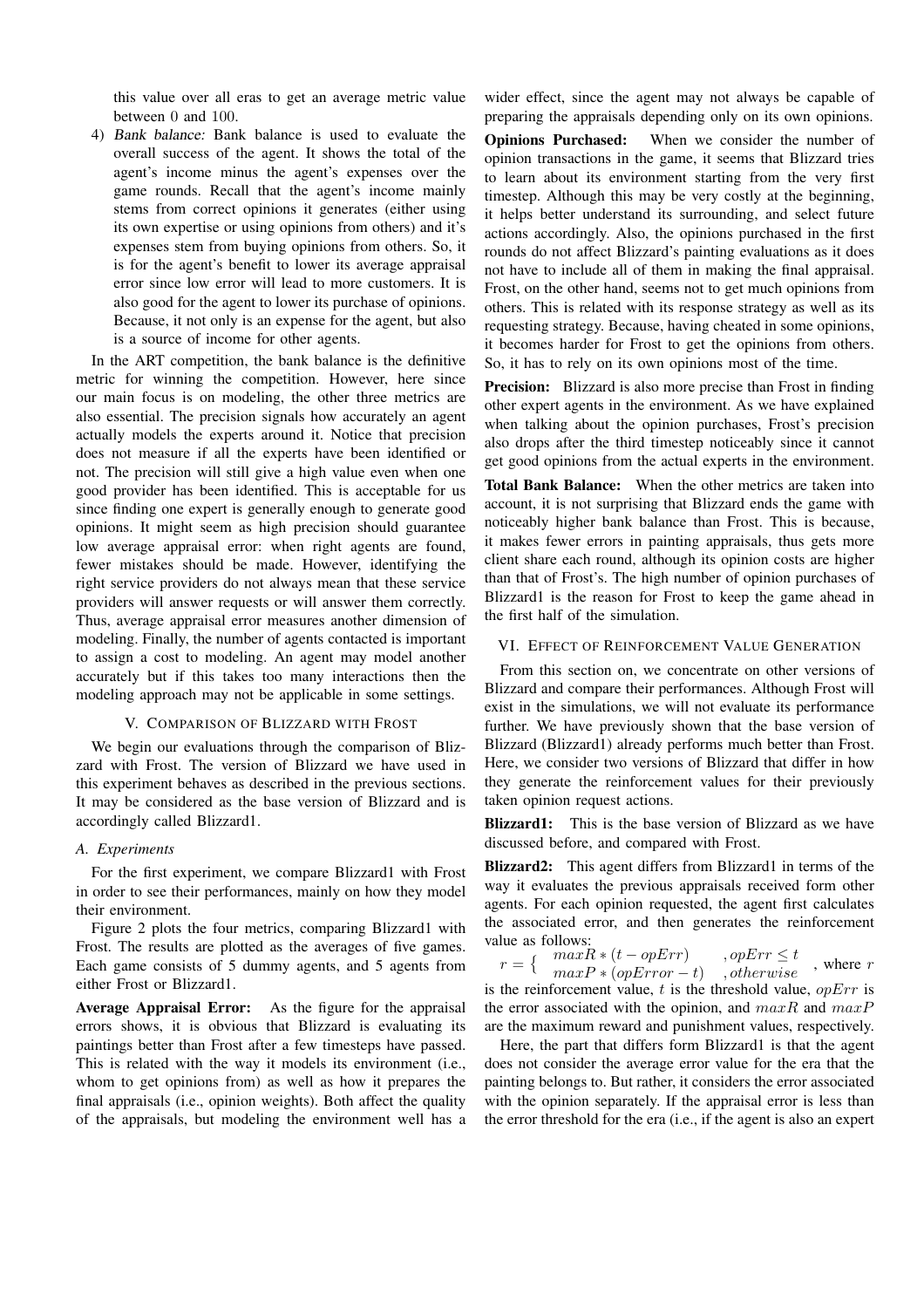this value over all eras to get an average metric value between 0 and 100.

4) *Bank balance:* Bank balance is used to evaluate the overall success of the agent. It shows the total of the agent's income minus the agent's expenses over the game rounds. Recall that the agent's income mainly stems from correct opinions it generates (either using its own expertise or using opinions from others) and it's expenses stem from buying opinions from others. So, it is for the agent's benefit to lower its average appraisal error since low error will lead to more customers. It is also good for the agent to lower its purchase of opinions. Because, it not only is an expense for the agent, but also is a source of income for other agents.

In the ART competition, the bank balance is the definitive metric for winning the competition. However, here since our main focus is on modeling, the other three metrics are also essential. The precision signals how accurately an agent actually models the experts around it. Notice that precision does not measure if all the experts have been identified or not. The precision will still give a high value even when one good provider has been identified. This is acceptable for us since finding one expert is generally enough to generate good opinions. It might seem as high precision should guarantee low average appraisal error: when right agents are found, fewer mistakes should be made. However, identifying the right service providers do not always mean that these service providers will answer requests or will answer them correctly. Thus, average appraisal error measures another dimension of modeling. Finally, the number of agents contacted is important to assign a cost to modeling. An agent may model another accurately but if this takes too many interactions then the modeling approach may not be applicable in some settings.

## V. Comparison of Blizzard with Frost

We begin our evaluations through the comparison of Blizzard with Frost. The version of Blizzard we have used in this experiment behaves as described in the previous sections. It may be considered as the base version of Blizzard and is accordingly called Blizzard1.

### *A. Experiments*

For the first experiment, we compare Blizzard1 with Frost in order to see their performances, mainly on how they model their environment.

Figure 2 plots the four metrics, comparing Blizzard1 with Frost. The results are plotted as the averages of five games. Each game consists of 5 dummy agents, and 5 agents from either Frost or Blizzard1.

**Average Appraisal Error:** As the figure for the appraisal errors shows, it is obvious that Blizzard is evaluating its paintings better than Frost after a few timesteps have passed. This is related with the way it models its environment (i.e., whom to get opinions from) as well as how it prepares the final appraisals (i.e., opinion weights). Both affect the quality of the appraisals, but modeling the environment well has a wider effect, since the agent may not always be capable of preparing the appraisals depending only on its own opinions.

**Opinions Purchased:** When we consider the number of opinion transactions in the game, it seems that Blizzard tries to learn about its environment starting from the very first timestep. Although this may be very costly at the beginning, it helps better understand its surrounding, and select future actions accordingly. Also, the opinions purchased in the first rounds do not affect Blizzard's painting evaluations as it does not have to include all of them in making the final appraisal. Frost, on the other hand, seems not to get much opinions from others. This is related with its response strategy as well as its requesting strategy. Because, having cheated in some opinions, it becomes harder for Frost to get the opinions from others. So, it has to rely on its own opinions most of the time.

**Precision:** Blizzard is also more precise than Frost in finding other expert agents in the environment. As we have explained when talking about the opinion purchases, Frost's precision also drops after the third timestep noticeably since it cannot get good opinions from the actual experts in the environment.

**Total Bank Balance:** When the other metrics are taken into account, it is not surprising that Blizzard ends the game with noticeably higher bank balance than Frost. This is because, it makes fewer errors in painting appraisals, thus gets more client share each round, although its opinion costs are higher than that of Frost's. The high number of opinion purchases of Blizzard1 is the reason for Frost to keep the game ahead in the first half of the simulation.

## VI. Effect of Reinforcement Value Generation

From this section on, we concentrate on other versions of Blizzard and compare their performances. Although Frost will exist in the simulations, we will not evaluate its performance further. We have previously shown that the base version of Blizzard (Blizzard1) already performs much better than Frost. Here, we consider two versions of Blizzard that differ in how they generate the reinforcement values for their previously taken opinion request actions.

**Blizzard1:** This is the base version of Blizzard as we have discussed before, and compared with Frost.

**Blizzard2:** This agent differs from Blizzard1 in terms of the way it evaluates the previous appraisals received form other agents. For each opinion requested, the agent first calculates the associated error, and then generates the reinforcement value as follows:

$r = \begin{cases} maxR * (t - opErr) & , opErr \leq t \\ maxP * (opError - t) & , otherwise \end{cases}$ , where $r$ is the reinforcement value, $t$ is the threshold value, $opErr$ is the error associated with the opinion, and $maxR$ and $maxP$ are the maximum reward and punishment values, respectively.

Here, the part that differs form Blizzard1 is that the agent does not consider the average error value for the era that the painting belongs to. But rather, it considers the error associated with the opinion separately. If the appraisal error is less than the error threshold for the era (i.e., if the agent is also an expert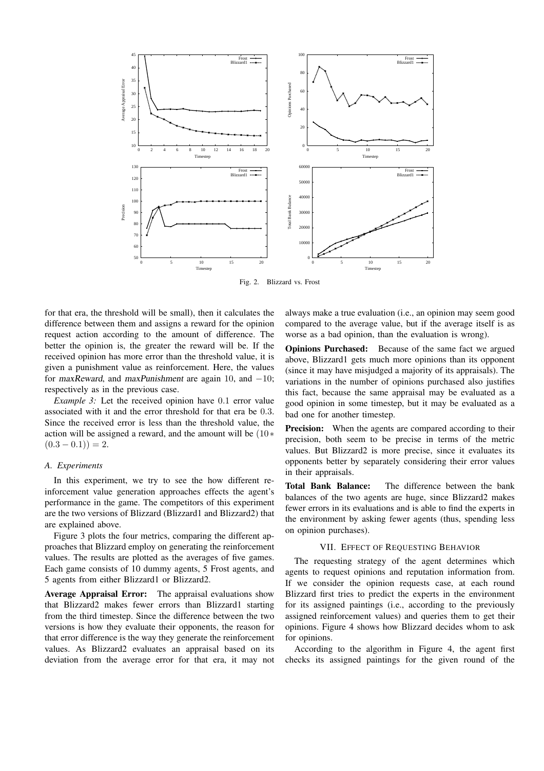Fig. 2. Blizzard vs. Frost

for that era, the threshold will be small), then it calculates the difference between them and assigns a reward for the opinion request action according to the amount of difference. The better the opinion is, the greater the reward will be. If the received opinion has more error than the threshold value, it is given a punishment value as reinforcement. Here, the values for *maxReward*, and *maxPunishment* are again 10, and $-10$; respectively as in the previous case.

*Example 3:* Let the received opinion have 0.1 error value associated with it and the error threshold for that era be 0.3. Since the received error is less than the threshold value, the action will be assigned a reward, and the amount will be $(10 * (0.3 - 0.1)) = 2$.

### A. Experiments

In this experiment, we try to see the how different reinforcement value generation approaches effects the agent's performance in the game. The competitors of this experiment are the two versions of Blizzard (Blizzard1 and Blizzard2) that are explained above.

Figure 3 plots the four metrics, comparing the different approaches that Blizzard employ on generating the reinforcement values. The results are plotted as the averages of five games. Each game consists of 10 dummy agents, 5 Frost agents, and 5 agents from either Blizzard1 or Blizzard2.

**Average Appraisal Error:** The appraisal evaluations show that Blizzard2 makes fewer errors than Blizzard1 starting from the third timestep. Since the difference between the two versions is how they evaluate their opponents, the reason for that error difference is the way they generate the reinforcement values. As Blizzard2 evaluates an appraisal based on its deviation from the average error for that era, it may not always make a true evaluation (i.e., an opinion may seem good compared to the average value, but if the average itself is as worse as a bad opinion, than the evaluation is wrong).

**Opinions Purchased:** Because of the same fact we argued above, Blizzard1 gets much more opinions than its opponent (since it may have misjudged a majority of its appraisals). The variations in the number of opinions purchased also justifies this fact, because the same appraisal may be evaluated as a good opinion in some timestep, but it may be evaluated as a bad one for another timestep.

**Precision:** When the agents are compared according to their precision, both seem to be precise in terms of the metric values. But Blizzard2 is more precise, since it evaluates its opponents better by separately considering their error values in their appraisals.

**Total Bank Balance:** The difference between the bank balances of the two agents are huge, since Blizzard2 makes fewer errors in its evaluations and is able to find the experts in the environment by asking fewer agents (thus, spending less on opinion purchases).

## VII. Effect of Requesting Behavior

The requesting strategy of the agent determines which agents to request opinions and reputation information from. If we consider the opinion requests case, at each round Blizzard first tries to predict the experts in the environment for its assigned paintings (i.e., according to the previously assigned reinforcement values) and queries them to get their opinions. Figure 4 shows how Blizzard decides whom to ask for opinions.

According to the algorithm in Figure 4, the agent first checks its assigned paintings for the given round of the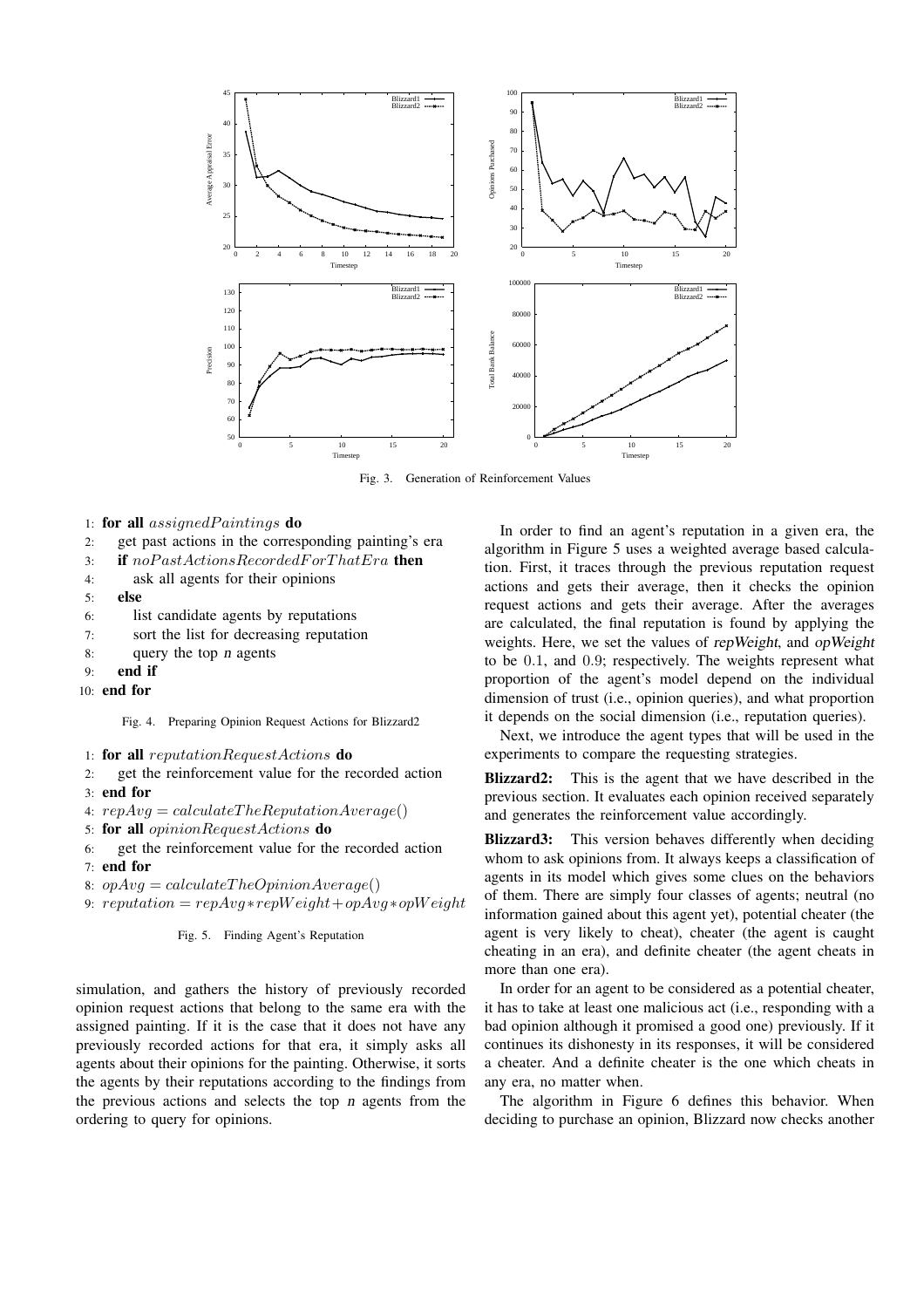Average Appraisal Error
Timestep
Blizzard1
Blizzard2
45
40
35
30
25
20
0 2 4 6 8 10 12 14 16 18 20

Opinions Purchased
Timestep
Blizzard1
Blizzard2
100
90
80
70
60
50
40
30
20
0 5 10 15 20

Precision
Timestep
Blizzard1
Blizzard2
130
120
110
100
90
80
70
60
50
0 5 10 15 20

Total Bank Balance
Timestep
Blizzard1
Blizzard2
100000
80000
60000
40000
20000
0
0 5 10 15 20

Fig. 3. Generation of Reinforcement Values

```
1: for all assignedPaintings do
2:    get past actions in the corresponding painting's era
3:    if noPastActionsRecordedForThatEra then
4:       ask all agents for their opinions
5:    else
6:       list candidate agents by reputations
7:       sort the list for decreasing reputation
8:       query the top n agents
9:    end if
10: end for
```

Fig. 4. Preparing Opinion Request Actions for Blizzard2

```
1: for all reputationRequestActions do
2:    get the reinforcement value for the recorded action
3: end for
4: repAvg = calculateTheReputationAverage()
5: for all opinionRequestActions do
6:    get the reinforcement value for the recorded action
7: end for
8: opAvg = calculateTheOpinionAverage()
9: reputation = repAvg*repWeight+opAvg*opWeight
```

Fig. 5. Finding Agent's Reputation

simulation, and gathers the history of previously recorded opinion request actions that belong to the same era with the assigned painting. If it is the case that it does not have any previously recorded actions for that era, it simply asks all agents about their opinions for the painting. Otherwise, it sorts the agents by their reputations according to the findings from the previous actions and selects the top *n* agents from the ordering to query for opinions.

In order to find an agent's reputation in a given era, the algorithm in Figure 5 uses a weighted average based calculation. First, it traces through the previous reputation request actions and gets their average, then it checks the opinion request actions and gets their average. After the averages are calculated, the final reputation is found by applying the weights. Here, we set the values of *repWeight*, and *opWeight* to be $0.1$, and $0.9$; respectively. The weights represent what proportion of the agent's model depend on the individual dimension of trust (i.e., opinion queries), and what proportion it depends on the social dimension (i.e., reputation queries).

Next, we introduce the agent types that will be used in the experiments to compare the requesting strategies.

**Blizzard2:** This is the agent that we have described in the previous section. It evaluates each opinion received separately and generates the reinforcement value accordingly.

**Blizzard3:** This version behaves differently when deciding whom to ask opinions from. It always keeps a classification of agents in its model which gives some clues on the behaviors of them. There are simply four classes of agents; neutral (no information gained about this agent yet), potential cheater (the agent is very likely to cheat), cheater (the agent is caught cheating in an era), and definite cheater (the agent cheats in more than one era).

In order for an agent to be considered as a potential cheater, it has to take at least one malicious act (i.e., responding with a bad opinion although it promised a good one) previously. If it continues its dishonesty in its responses, it will be considered a cheater. And a definite cheater is the one which cheats in any era, no matter when.

The algorithm in Figure 6 defines this behavior. When deciding to purchase an opinion, Blizzard now checks another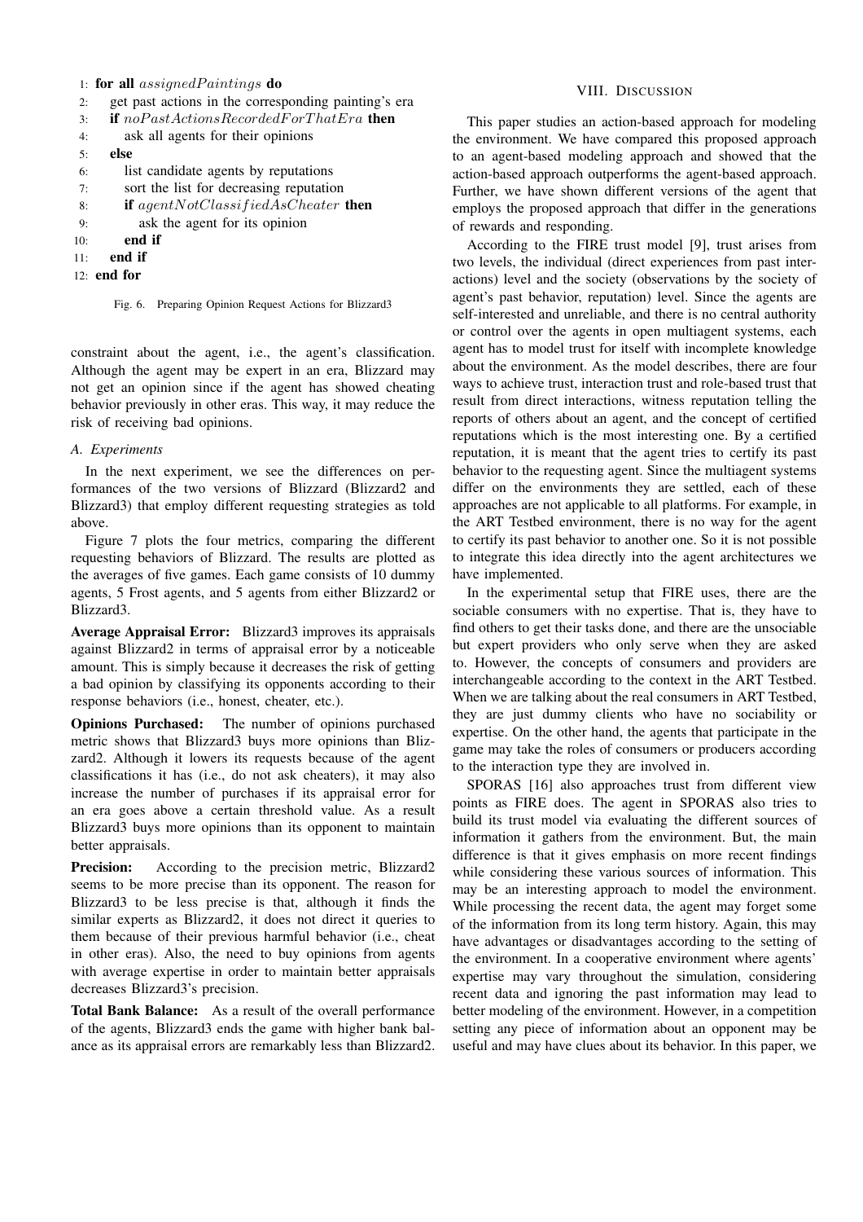```
1: for all assignedPaintings do
2:   get past actions in the corresponding painting's era
3:   if noPastActionsRecordedForThatEra then
4:     ask all agents for their opinions
5:   else
6:     list candidate agents by reputations
7:     sort the list for decreasing reputation
8:     if agentNotClassifiedAsCheater then
9:       ask the agent for its opinion
10:    end if
11:  end if
12: end for
```

Fig. 6. Preparing Opinion Request Actions for Blizzard3

constraint about the agent, i.e., the agent's classification. Although the agent may be expert in an era, Blizzard may not get an opinion since if the agent has showed cheating behavior previously in other eras. This way, it may reduce the risk of receiving bad opinions.

### A. Experiments

In the next experiment, we see the differences on performances of the two versions of Blizzard (Blizzard2 and Blizzard3) that employ different requesting strategies as told above.

Figure 7 plots the four metrics, comparing the different requesting behaviors of Blizzard. The results are plotted as the averages of five games. Each game consists of 10 dummy agents, 5 Frost agents, and 5 agents from either Blizzard2 or Blizzard3.

**Average Appraisal Error:** Blizzard3 improves its appraisals against Blizzard2 in terms of appraisal error by a noticeable amount. This is simply because it decreases the risk of getting a bad opinion by classifying its opponents according to their response behaviors (i.e., honest, cheater, etc.).

**Opinions Purchased:** The number of opinions purchased metric shows that Blizzard3 buys more opinions than Blizzard2. Although it lowers its requests because of the agent classifications it has (i.e., do not ask cheaters), it may also increase the number of purchases if its appraisal error for an era goes above a certain threshold value. As a result Blizzard3 buys more opinions than its opponent to maintain better appraisals.

**Precision:** According to the precision metric, Blizzard2 seems to be more precise than its opponent. The reason for Blizzard3 to be less precise is that, although it finds the similar experts as Blizzard2, it does not direct it queries to them because of their previous harmful behavior (i.e., cheat in other eras). Also, the need to buy opinions from agents with average expertise in order to maintain better appraisals decreases Blizzard3's precision.

**Total Bank Balance:** As a result of the overall performance of the agents, Blizzard3 ends the game with higher bank balance as its appraisal errors are remarkably less than Blizzard2.

## VIII. Discussion

This paper studies an action-based approach for modeling the environment. We have compared this proposed approach to an agent-based modeling approach and showed that the action-based approach outperforms the agent-based approach. Further, we have shown different versions of the agent that employs the proposed approach that differ in the generations of rewards and responding.

According to the FIRE trust model [9], trust arises from two levels, the individual (direct experiences from past interactions) level and the society (observations by the society of agent's past behavior, reputation) level. Since the agents are self-interested and unreliable, and there is no central authority or control over the agents in open multiagent systems, each agent has to model trust for itself with incomplete knowledge about the environment. As the model describes, there are four ways to achieve trust, interaction trust and role-based trust that result from direct interactions, witness reputation telling the reports of others about an agent, and the concept of certified reputations which is the most interesting one. By a certified reputation, it is meant that the agent tries to certify its past behavior to the requesting agent. Since the multiagent systems differ on the environments they are settled, each of these approaches are not applicable to all platforms. For example, in the ART Testbed environment, there is no way for the agent to certify its past behavior to another one. So it is not possible to integrate this idea directly into the agent architectures we have implemented.

In the experimental setup that FIRE uses, there are the sociable consumers with no expertise. That is, they have to find others to get their tasks done, and there are the unsociable but expert providers who only serve when they are asked to. However, the concepts of consumers and providers are interchangeable according to the context in the ART Testbed. When we are talking about the real consumers in ART Testbed, they are just dummy clients who have no sociability or expertise. On the other hand, the agents that participate in the game may take the roles of consumers or producers according to the interaction type they are involved in.

SPORAS [16] also approaches trust from different view points as FIRE does. The agent in SPORAS also tries to build its trust model via evaluating the different sources of information it gathers from the environment. But, the main difference is that it gives emphasis on more recent findings while considering these various sources of information. This may be an interesting approach to model the environment. While processing the recent data, the agent may forget some of the information from its long term history. Again, this may have advantages or disadvantages according to the setting of the environment. In a cooperative environment where agents' expertise may vary throughout the simulation, considering recent data and ignoring the past information may lead to better modeling of the environment. However, in a competition setting any piece of information about an opponent may be useful and may have clues about its behavior. In this paper, we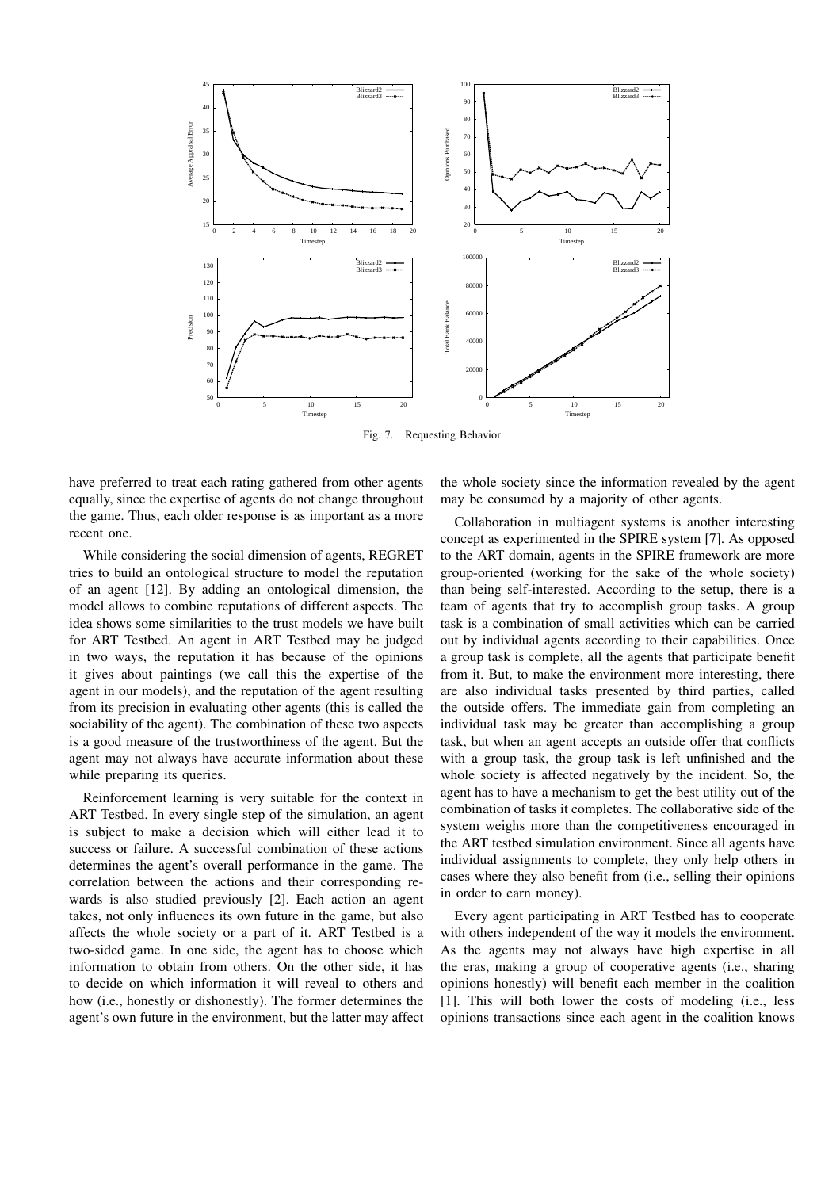Average Appraisal Error
Blizzard2
Blizzard3
45
40
35
30
25
20
15
0 2 4 6 8 10 12 14 16 18 20
Timestep

Opinions Purchased
Blizzard2
Blizzard3
100
90
80
70
60
50
40
30
20
0 5 10 15 20
Timestep

Precision
Blizzard2
Blizzard3
130
120
110
100
90
80
70
60
50
0 5 10 15 20
Timestep

Total Bank Balance
Blizzard2
Blizzard3
100000
80000
60000
40000
20000
0
0 5 10 15 20
Timestep

Fig. 7. Requesting Behavior

have preferred to treat each rating gathered from other agents equally, since the expertise of agents do not change throughout the game. Thus, each older response is as important as a more recent one.

While considering the social dimension of agents, REGRET tries to build an ontological structure to model the reputation of an agent [12]. By adding an ontological dimension, the model allows to combine reputations of different aspects. The idea shows some similarities to the trust models we have built for ART Testbed. An agent in ART Testbed may be judged in two ways, the reputation it has because of the opinions it gives about paintings (we call this the expertise of the agent in our models), and the reputation of the agent resulting from its precision in evaluating other agents (this is called the sociability of the agent). The combination of these two aspects is a good measure of the trustworthiness of the agent. But the agent may not always have accurate information about these while preparing its queries.

Reinforcement learning is very suitable for the context in ART Testbed. In every single step of the simulation, an agent is subject to make a decision which will either lead it to success or failure. A successful combination of these actions determines the agent's overall performance in the game. The correlation between the actions and their corresponding rewards is also studied previously [2]. Each action an agent takes, not only influences its own future in the game, but also affects the whole society or a part of it. ART Testbed is a two-sided game. In one side, the agent has to choose which information to obtain from others. On the other side, it has to decide on which information it will reveal to others and how (i.e., honestly or dishonestly). The former determines the agent's own future in the environment, but the latter may affect the whole society since the information revealed by the agent may be consumed by a majority of other agents.

Collaboration in multiagent systems is another interesting concept as experimented in the SPIRE system [7]. As opposed to the ART domain, agents in the SPIRE framework are more group-oriented (working for the sake of the whole society) than being self-interested. According to the setup, there is a team of agents that try to accomplish group tasks. A group task is a combination of small activities which can be carried out by individual agents according to their capabilities. Once a group task is complete, all the agents that participate benefit from it. But, to make the environment more interesting, there are also individual tasks presented by third parties, called the outside offers. The immediate gain from completing an individual task may be greater than accomplishing a group task, but when an agent accepts an outside offer that conflicts with a group task, the group task is left unfinished and the whole society is affected negatively by the incident. So, the agent has to have a mechanism to get the best utility out of the combination of tasks it completes. The collaborative side of the system weighs more than the competitiveness encouraged in the ART testbed simulation environment. Since all agents have individual assignments to complete, they only help others in cases where they also benefit from (i.e., selling their opinions in order to earn money).

Every agent participating in ART Testbed has to cooperate with others independent of the way it models the environment. As the agents may not always have high expertise in all the eras, making a group of cooperative agents (i.e., sharing opinions honestly) will benefit each member in the coalition [1]. This will both lower the costs of modeling (i.e., less opinions transactions since each agent in the coalition knows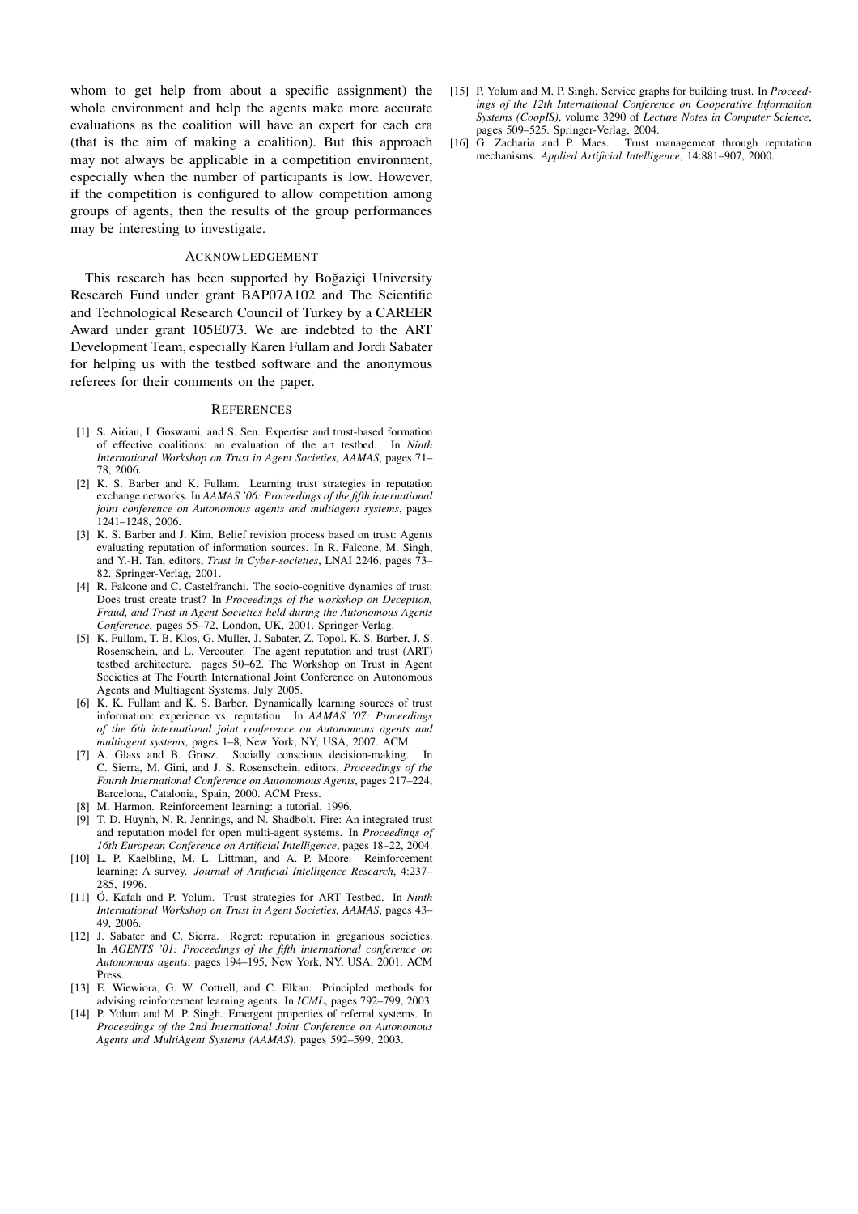whom to get help from about a specific assignment) the whole environment and help the agents make more accurate evaluations as the coalition will have an expert for each era (that is the aim of making a coalition). But this approach may not always be applicable in a competition environment, especially when the number of participants is low. However, if the competition is configured to allow competition among groups of agents, then the results of the group performances may be interesting to investigate.

## ACKNOWLEDGEMENT

This research has been supported by Boğaziçi University Research Fund under grant BAP07A102 and The Scientific and Technological Research Council of Turkey by a CAREER Award under grant 105E073. We are indebted to the ART Development Team, especially Karen Fullam and Jordi Sabater for helping us with the testbed software and the anonymous referees for their comments on the paper.

## REFERENCES

[1] S. Airiau, I. Goswami, and S. Sen. Expertise and trust-based formation of effective coalitions: an evaluation of the art testbed. In *Ninth International Workshop on Trust in Agent Societies, AAMAS*, pages 71–78, 2006.

[2] K. S. Barber and K. Fullam. Learning trust strategies in reputation exchange networks. In *AAMAS '06: Proceedings of the fifth international joint conference on Autonomous agents and multiagent systems*, pages 1241–1248, 2006.

[3] K. S. Barber and J. Kim. Belief revision process based on trust: Agents evaluating reputation of information sources. In R. Falcone, M. Singh, and Y.-H. Tan, editors, *Trust in Cyber-societies*, LNAI 2246, pages 73–82. Springer-Verlag, 2001.

[4] R. Falcone and C. Castelfranchi. The socio-cognitive dynamics of trust: Does trust create trust? In *Proceedings of the workshop on Deception, Fraud, and Trust in Agent Societies held during the Autonomous Agents Conference*, pages 55–72, London, UK, 2001. Springer-Verlag.

[5] K. Fullam, T. B. Klos, G. Muller, J. Sabater, Z. Topol, K. S. Barber, J. S. Rosenschein, and L. Vercouter. The agent reputation and trust (ART) testbed architecture. pages 50–62. The Workshop on Trust in Agent Societies at The Fourth International Joint Conference on Autonomous Agents and Multiagent Systems, July 2005.

[6] K. K. Fullam and K. S. Barber. Dynamically learning sources of trust information: experience vs. reputation. In *AAMAS '07: Proceedings of the 6th international joint conference on Autonomous agents and multiagent systems*, pages 1–8, New York, NY, USA, 2007. ACM.

[7] A. Glass and B. Grosz. Socially conscious decision-making. In C. Sierra, M. Gini, and J. S. Rosenschein, editors, *Proceedings of the Fourth International Conference on Autonomous Agents*, pages 217–224, Barcelona, Catalonia, Spain, 2000. ACM Press.

[8] M. Harmon. Reinforcement learning: a tutorial, 1996.

[9] T. D. Huynh, N. R. Jennings, and N. Shadbolt. Fire: An integrated trust and reputation model for open multi-agent systems. In *Proceedings of 16th European Conference on Artificial Intelligence*, pages 18–22, 2004.

[10] L. P. Kaelbling, M. L. Littman, and A. P. Moore. Reinforcement learning: A survey. *Journal of Artificial Intelligence Research*, 4:237–285, 1996.

[11] Ö. Kafalı and P. Yolum. Trust strategies for ART Testbed. In *Ninth International Workshop on Trust in Agent Societies, AAMAS*, pages 43–49, 2006.

[12] J. Sabater and C. Sierra. Regret: reputation in gregarious societies. In *AGENTS '01: Proceedings of the fifth international conference on Autonomous agents*, pages 194–195, New York, NY, USA, 2001. ACM Press.

[13] E. Wiewiora, G. W. Cottrell, and C. Elkan. Principled methods for advising reinforcement learning agents. In *ICML*, pages 792–799, 2003.

[14] P. Yolum and M. P. Singh. Emergent properties of referral systems. In *Proceedings of the 2nd International Joint Conference on Autonomous Agents and MultiAgent Systems (AAMAS)*, pages 592–599, 2003.

[15] P. Yolum and M. P. Singh. Service graphs for building trust. In *Proceedings of the 12th International Conference on Cooperative Information Systems (CoopIS)*, volume 3290 of *Lecture Notes in Computer Science*, pages 509–525. Springer-Verlag, 2004.

[16] G. Zacharia and P. Maes. Trust management through reputation mechanisms. *Applied Artificial Intelligence*, 14:881–907, 2000.